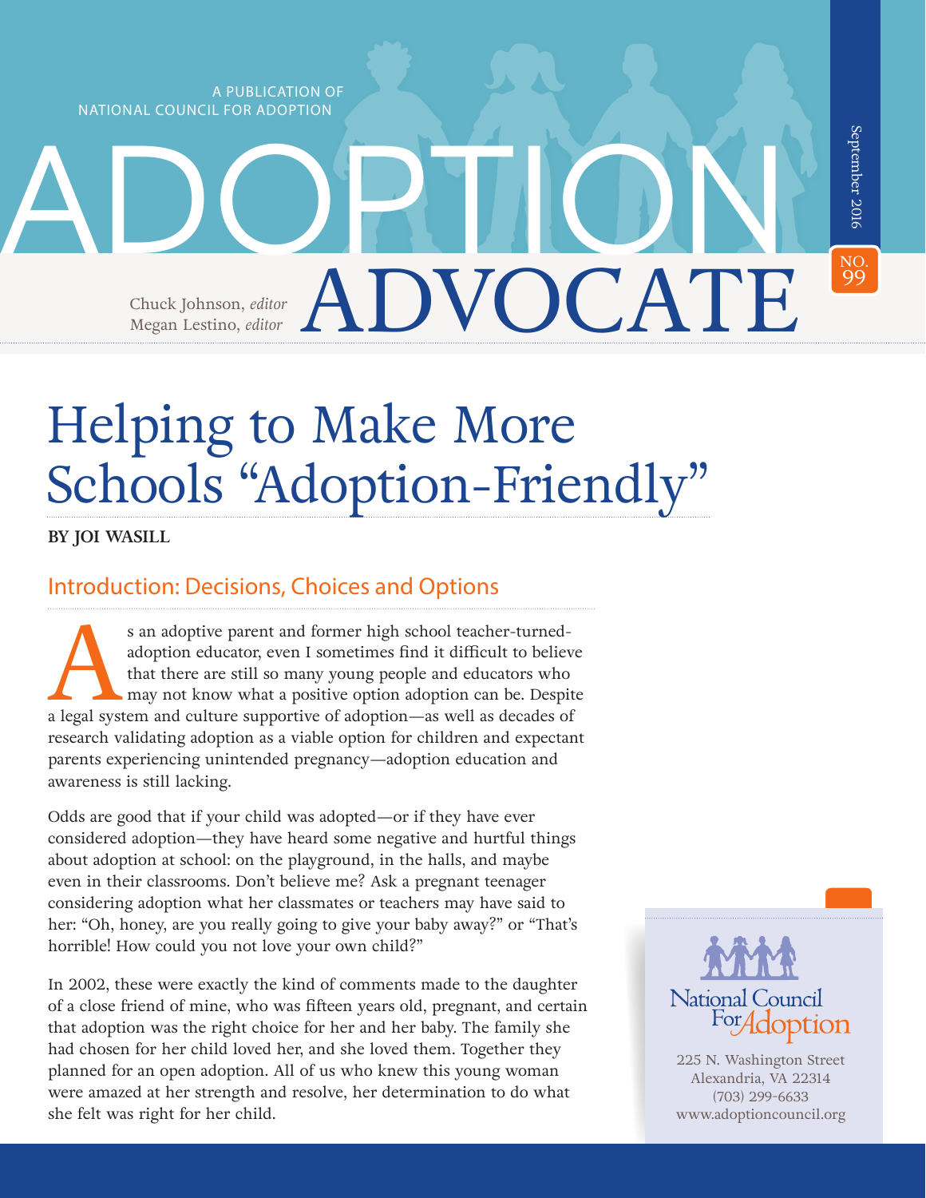A PUBLICATION OF NATIONAL COUNCIL FOR ADOPTION

# ADOPTION ADVOCATE

Chuck Johnson, *editor*
Megan Lestino, *editor*

September 2016

NO. 99

# Helping to Make More Schools "Adoption-Friendly"

**BY JOI WASILL**

## Introduction: Decisions, Choices and Options

As an adoptive parent and former high school teacher-turned-adoption educator, even I sometimes find it difficult to believe that there are still so many young people and educators who may not know what a positive option adoption can be. Despite a legal system and culture supportive of adoption—as well as decades of research validating adoption as a viable option for children and expectant parents experiencing unintended pregnancy—adoption education and awareness is still lacking.

Odds are good that if your child was adopted—or if they have ever considered adoption—they have heard some negative and hurtful things about adoption at school: on the playground, in the halls, and maybe even in their classrooms. Don't believe me? Ask a pregnant teenager considering adoption what her classmates or teachers may have said to her: "Oh, honey, are you really going to give your baby away?" or "That's horrible! How could you not love your own child?"

In 2002, these were exactly the kind of comments made to the daughter of a close friend of mine, who was fifteen years old, pregnant, and certain that adoption was the right choice for her and her baby. The family she had chosen for her child loved her, and she loved them. Together they planned for an open adoption. All of us who knew this young woman were amazed at her strength and resolve, her determination to do what she felt was right for her child.

National Council For Adoption
225 N. Washington Street
Alexandria, VA 22314
(703) 299-6633
www.adoptioncouncil.org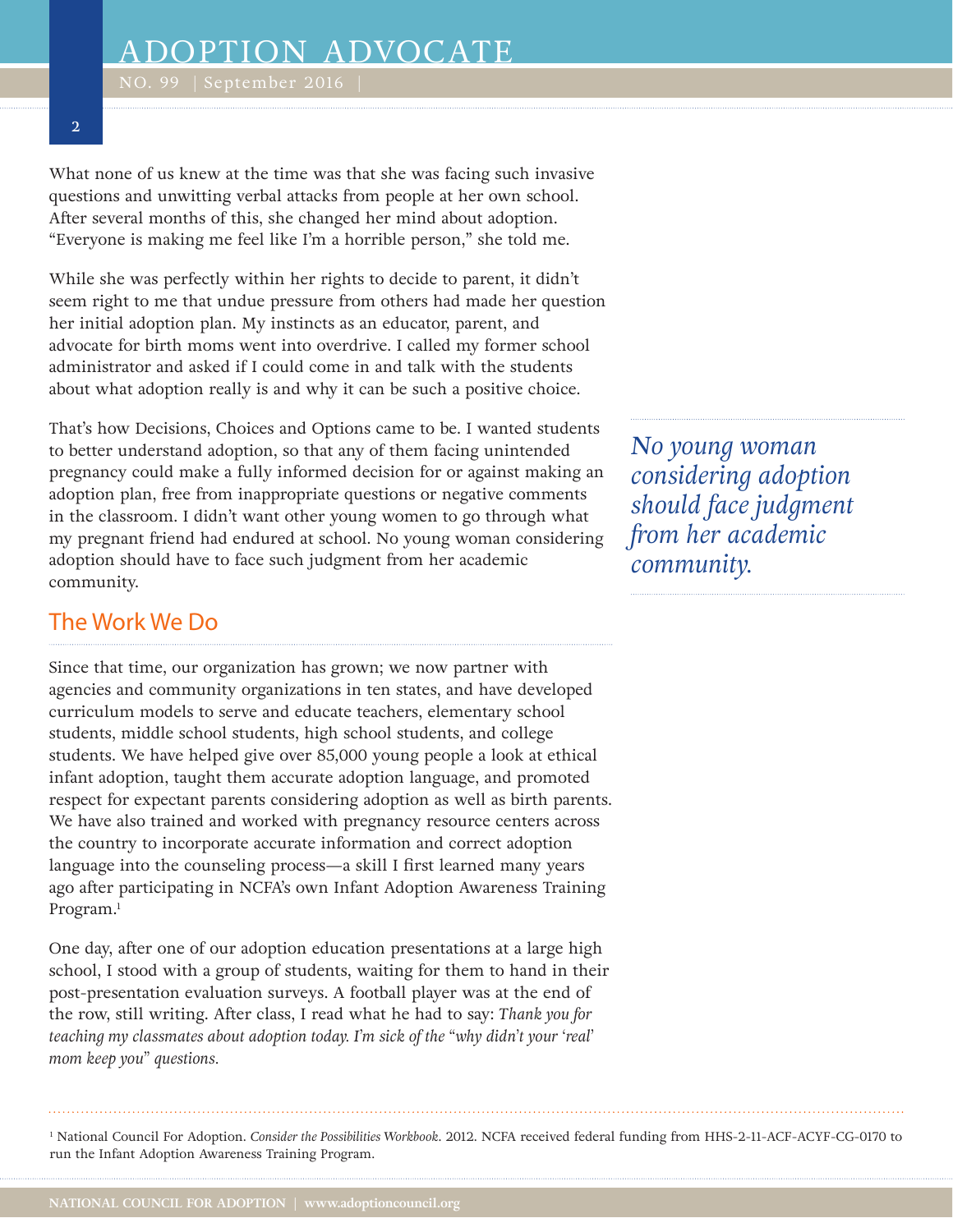What none of us knew at the time was that she was facing such invasive questions and unwitting verbal attacks from people at her own school. After several months of this, she changed her mind about adoption. "Everyone is making me feel like I'm a horrible person," she told me.

While she was perfectly within her rights to decide to parent, it didn't seem right to me that undue pressure from others had made her question her initial adoption plan. My instincts as an educator, parent, and advocate for birth moms went into overdrive. I called my former school administrator and asked if I could come in and talk with the students about what adoption really is and why it can be such a positive choice.

That's how Decisions, Choices and Options came to be. I wanted students to better understand adoption, so that any of them facing unintended pregnancy could make a fully informed decision for or against making an adoption plan, free from inappropriate questions or negative comments in the classroom. I didn't want other young women to go through what my pregnant friend had endured at school. No young woman considering adoption should have to face such judgment from her academic community.

*No young woman considering adoption should face judgment from her academic community.*

## The Work We Do

Since that time, our organization has grown; we now partner with agencies and community organizations in ten states, and have developed curriculum models to serve and educate teachers, elementary school students, middle school students, high school students, and college students. We have helped give over 85,000 young people a look at ethical infant adoption, taught them accurate adoption language, and promoted respect for expectant parents considering adoption as well as birth parents. We have also trained and worked with pregnancy resource centers across the country to incorporate accurate information and correct adoption language into the counseling process—a skill I first learned many years ago after participating in NCFA's own Infant Adoption Awareness Training Program.[1]

One day, after one of our adoption education presentations at a large high school, I stood with a group of students, waiting for them to hand in their post-presentation evaluation surveys. A football player was at the end of the row, still writing. After class, I read what he had to say: *Thank you for teaching my classmates about adoption today. I'm sick of the "why didn't your 'real' mom keep you" questions.*

[1] National Council For Adoption. *Consider the Possibilities Workbook*. 2012. NCFA received federal funding from HHS-2-11-ACF-ACYF-CG-0170 to run the Infant Adoption Awareness Training Program.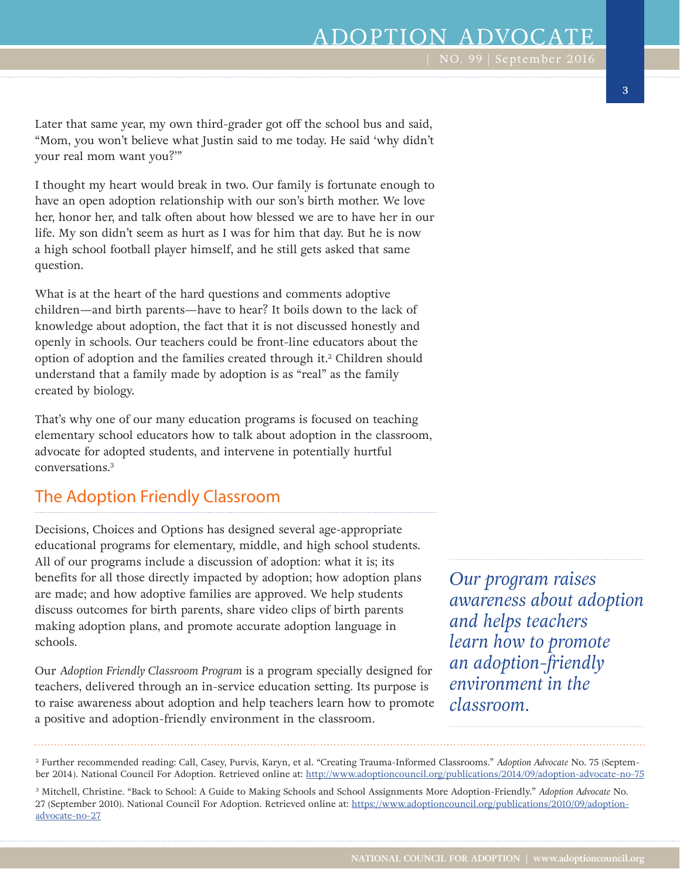Later that same year, my own third-grader got off the school bus and said, "Mom, you won't believe what Justin said to me today. He said 'why didn't your real mom want you?'"

I thought my heart would break in two. Our family is fortunate enough to have an open adoption relationship with our son's birth mother. We love her, honor her, and talk often about how blessed we are to have her in our life. My son didn't seem as hurt as I was for him that day. But he is now a high school football player himself, and he still gets asked that same question.

What is at the heart of the hard questions and comments adoptive children—and birth parents—have to hear? It boils down to the lack of knowledge about adoption, the fact that it is not discussed honestly and openly in schools. Our teachers could be front-line educators about the option of adoption and the families created through it.[2] Children should understand that a family made by adoption is as "real" as the family created by biology.

That's why one of our many education programs is focused on teaching elementary school educators how to talk about adoption in the classroom, advocate for adopted students, and intervene in potentially hurtful conversations.[3]

## The Adoption Friendly Classroom

Decisions, Choices and Options has designed several age-appropriate educational programs for elementary, middle, and high school students. All of our programs include a discussion of adoption: what it is; its benefits for all those directly impacted by adoption; how adoption plans are made; and how adoptive families are approved. We help students discuss outcomes for birth parents, share video clips of birth parents making adoption plans, and promote accurate adoption language in schools.

Our *Adoption Friendly Classroom Program* is a program specially designed for teachers, delivered through an in-service education setting. Its purpose is to raise awareness about adoption and help teachers learn how to promote a positive and adoption-friendly environment in the classroom.

> *Our program raises awareness about adoption and helps teachers learn how to promote an adoption-friendly environment in the classroom.*

---

[2] Further recommended reading: Call, Casey, Purvis, Karyn, et al. "Creating Trauma-Informed Classrooms." *Adoption Advocate* No. 75 (September 2014). National Council For Adoption. Retrieved online at: http://www.adoptioncouncil.org/publications/2014/09/adoption-advocate-no-75

[3] Mitchell, Christine. "Back to School: A Guide to Making Schools and School Assignments More Adoption-Friendly." *Adoption Advocate* No. 27 (September 2010). National Council For Adoption. Retrieved online at: https://www.adoptioncouncil.org/publications/2010/09/adoption-advocate-no-27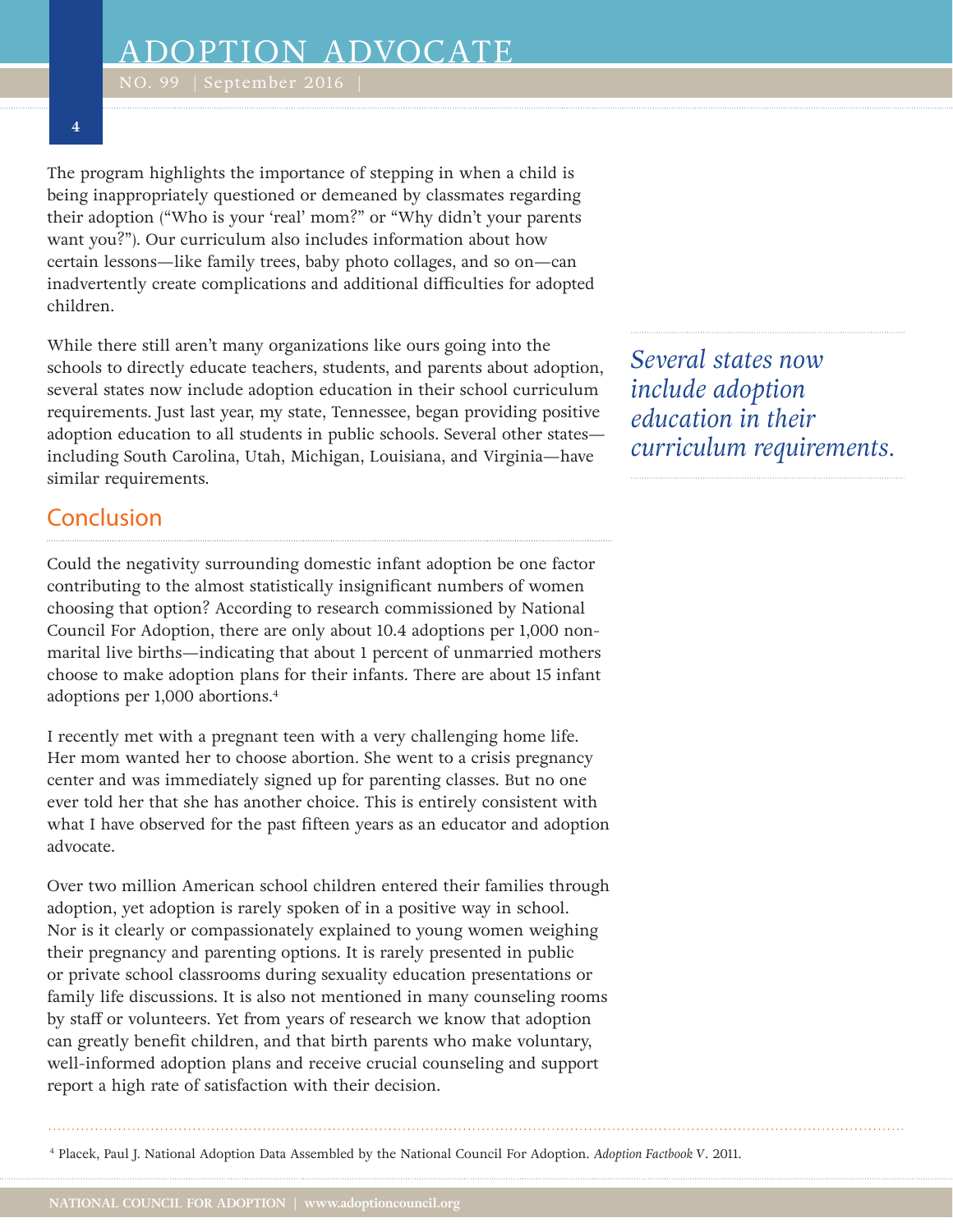The program highlights the importance of stepping in when a child is being inappropriately questioned or demeaned by classmates regarding their adoption ("Who is your 'real' mom?" or "Why didn't your parents want you?"). Our curriculum also includes information about how certain lessons—like family trees, baby photo collages, and so on—can inadvertently create complications and additional difficulties for adopted children.

While there still aren't many organizations like ours going into the schools to directly educate teachers, students, and parents about adoption, several states now include adoption education in their school curriculum requirements. Just last year, my state, Tennessee, began providing positive adoption education to all students in public schools. Several other states—including South Carolina, Utah, Michigan, Louisiana, and Virginia—have similar requirements.

*Several states now include adoption education in their curriculum requirements.*

## Conclusion

Could the negativity surrounding domestic infant adoption be one factor contributing to the almost statistically insignificant numbers of women choosing that option? According to research commissioned by National Council For Adoption, there are only about 10.4 adoptions per 1,000 non-marital live births—indicating that about 1 percent of unmarried mothers choose to make adoption plans for their infants. There are about 15 infant adoptions per 1,000 abortions.[4]

I recently met with a pregnant teen with a very challenging home life. Her mom wanted her to choose abortion. She went to a crisis pregnancy center and was immediately signed up for parenting classes. But no one ever told her that she has another choice. This is entirely consistent with what I have observed for the past fifteen years as an educator and adoption advocate.

Over two million American school children entered their families through adoption, yet adoption is rarely spoken of in a positive way in school. Nor is it clearly or compassionately explained to young women weighing their pregnancy and parenting options. It is rarely presented in public or private school classrooms during sexuality education presentations or family life discussions. It is also not mentioned in many counseling rooms by staff or volunteers. Yet from years of research we know that adoption can greatly benefit children, and that birth parents who make voluntary, well-informed adoption plans and receive crucial counseling and support report a high rate of satisfaction with their decision.

[4] Placek, Paul J. National Adoption Data Assembled by the National Council For Adoption. *Adoption Factbook* V. 2011.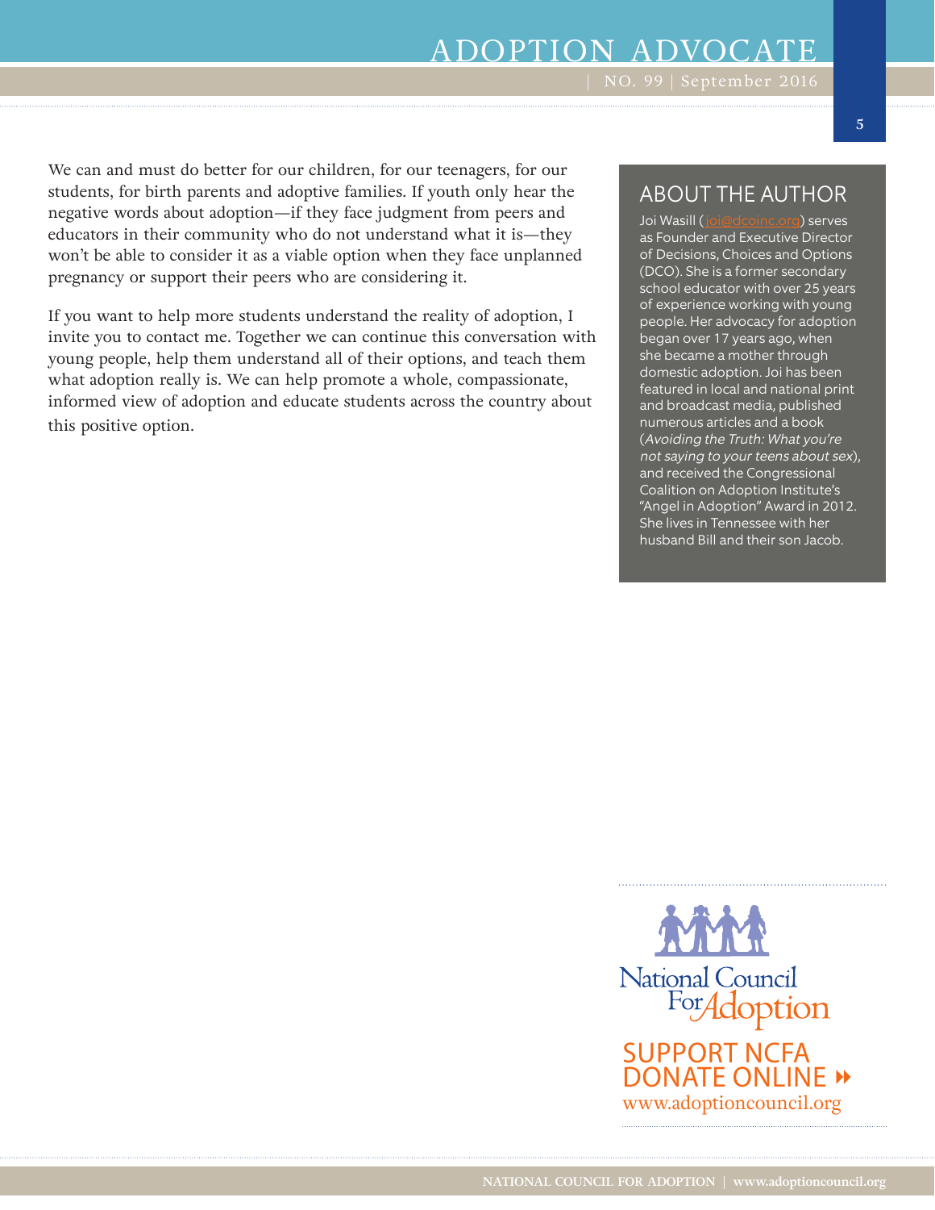We can and must do better for our children, for our teenagers, for our students, for birth parents and adoptive families. If youth only hear the negative words about adoption—if they face judgment from peers and educators in their community who do not understand what it is—they won't be able to consider it as a viable option when they face unplanned pregnancy or support their peers who are considering it.

If you want to help more students understand the reality of adoption, I invite you to contact me. Together we can continue this conversation with young people, help them understand all of their options, and teach them what adoption really is. We can help promote a whole, compassionate, informed view of adoption and educate students across the country about this positive option.

## ABOUT THE AUTHOR

Joi Wasill (joi@dcoinc.org) serves as Founder and Executive Director of Decisions, Choices and Options (DCO). She is a former secondary school educator with over 25 years of experience working with young people. Her advocacy for adoption began over 17 years ago, when she became a mother through domestic adoption. Joi has been featured in local and national print and broadcast media, published numerous articles and a book (*Avoiding the Truth: What you're not saying to your teens about sex*), and received the Congressional Coalition on Adoption Institute's "Angel in Adoption" Award in 2012. She lives in Tennessee with her husband Bill and their son Jacob.

National Council For Adoption

SUPPORT NCFA
DONATE ONLINE ▸▸
www.adoptioncouncil.org